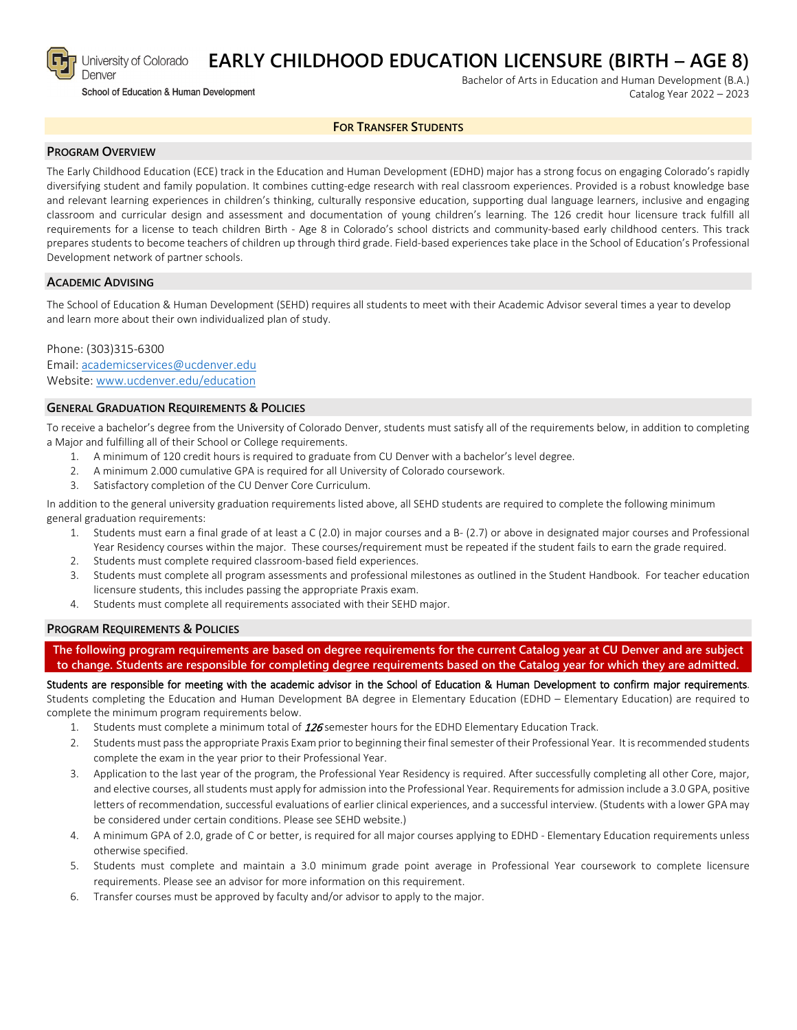University of Colorado Denver
School of Education & Human Development

# EARLY CHILDHOOD EDUCATION LICENSURE (BIRTH – AGE 8)

Bachelor of Arts in Education and Human Development (B.A.)
Catalog Year 2022 – 2023

**FOR TRANSFER STUDENTS**

## PROGRAM OVERVIEW

The Early Childhood Education (ECE) track in the Education and Human Development (EDHD) major has a strong focus on engaging Colorado's rapidly diversifying student and family population. It combines cutting-edge research with real classroom experiences. Provided is a robust knowledge base and relevant learning experiences in children's thinking, culturally responsive education, supporting dual language learners, inclusive and engaging classroom and curricular design and assessment and documentation of young children's learning. The 126 credit hour licensure track fulfill all requirements for a license to teach children Birth - Age 8 in Colorado's school districts and community-based early childhood centers. This track prepares students to become teachers of children up through third grade. Field-based experiences take place in the School of Education's Professional Development network of partner schools.

## ACADEMIC ADVISING

The School of Education & Human Development (SEHD) requires all students to meet with their Academic Advisor several times a year to develop and learn more about their own individualized plan of study.

Phone: (303)315-6300
Email: academicservices@ucdenver.edu
Website: www.ucdenver.edu/education

## GENERAL GRADUATION REQUIREMENTS & POLICIES

To receive a bachelor's degree from the University of Colorado Denver, students must satisfy all of the requirements below, in addition to completing a Major and fulfilling all of their School or College requirements.

1. A minimum of 120 credit hours is required to graduate from CU Denver with a bachelor's level degree.
2. A minimum 2.000 cumulative GPA is required for all University of Colorado coursework.
3. Satisfactory completion of the CU Denver Core Curriculum.

In addition to the general university graduation requirements listed above, all SEHD students are required to complete the following minimum general graduation requirements:

1. Students must earn a final grade of at least a C (2.0) in major courses and a B- (2.7) or above in designated major courses and Professional Year Residency courses within the major. These courses/requirement must be repeated if the student fails to earn the grade required.
2. Students must complete required classroom-based field experiences.
3. Students must complete all program assessments and professional milestones as outlined in the Student Handbook. For teacher education licensure students, this includes passing the appropriate Praxis exam.
4. Students must complete all requirements associated with their SEHD major.

## PROGRAM REQUIREMENTS & POLICIES

**The following program requirements are based on degree requirements for the current Catalog year at CU Denver and are subject to change. Students are responsible for completing degree requirements based on the Catalog year for which they are admitted.**

Students are responsible for meeting with the academic advisor in the School of Education & Human Development to confirm major requirements. Students completing the Education and Human Development BA degree in Elementary Education (EDHD – Elementary Education) are required to complete the minimum program requirements below.

1. Students must complete a minimum total of ***126*** semester hours for the EDHD Elementary Education Track.
2. Students must pass the appropriate Praxis Exam prior to beginning their final semester of their Professional Year. It is recommended students complete the exam in the year prior to their Professional Year.
3. Application to the last year of the program, the Professional Year Residency is required. After successfully completing all other Core, major, and elective courses, all students must apply for admission into the Professional Year. Requirements for admission include a 3.0 GPA, positive letters of recommendation, successful evaluations of earlier clinical experiences, and a successful interview. (Students with a lower GPA may be considered under certain conditions. Please see SEHD website.)
4. A minimum GPA of 2.0, grade of C or better, is required for all major courses applying to EDHD - Elementary Education requirements unless otherwise specified.
5. Students must complete and maintain a 3.0 minimum grade point average in Professional Year coursework to complete licensure requirements. Please see an advisor for more information on this requirement.
6. Transfer courses must be approved by faculty and/or advisor to apply to the major.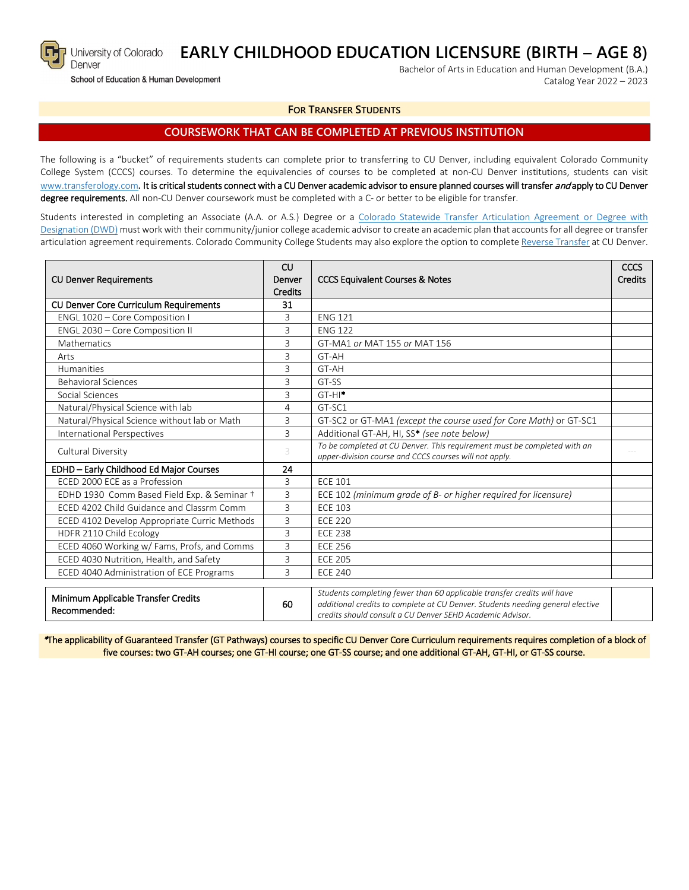University of Colorado Denver
School of Education & Human Development

# EARLY CHILDHOOD EDUCATION LICENSURE (BIRTH – AGE 8)

Bachelor of Arts in Education and Human Development (B.A.)
Catalog Year 2022 – 2023

**FOR TRANSFER STUDENTS**

## COURSEWORK THAT CAN BE COMPLETED AT PREVIOUS INSTITUTION

The following is a "bucket" of requirements students can complete prior to transferring to CU Denver, including equivalent Colorado Community College System (CCCS) courses. To determine the equivalencies of courses to be completed at non-CU Denver institutions, students can visit www.transferology.com. **It is critical students connect with a CU Denver academic advisor to ensure planned courses will transfer *and* apply to CU Denver degree requirements.** All non-CU Denver coursework must be completed with a C- or better to be eligible for transfer.

Students interested in completing an Associate (A.A. or A.S.) Degree or a Colorado Statewide Transfer Articulation Agreement or Degree with Designation (DWD) must work with their community/junior college academic advisor to create an academic plan that accounts for all degree or transfer articulation agreement requirements. Colorado Community College Students may also explore the option to complete Reverse Transfer at CU Denver.

| CU Denver Requirements | CU Denver Credits | CCCS Equivalent Courses & Notes | CCCS Credits |
|---|---|---|---|
| **CU Denver Core Curriculum Requirements** | **31** | | |
| ENGL 1020 – Core Composition I | 3 | ENG 121 | |
| ENGL 2030 – Core Composition II | 3 | ENG 122 | |
| Mathematics | 3 | GT-MA1 *or* MAT 155 *or* MAT 156 | |
| Arts | 3 | GT-AH | |
| Humanities | 3 | GT-AH | |
| Behavioral Sciences | 3 | GT-SS | |
| Social Sciences | 3 | GT-HI* | |
| Natural/Physical Science with lab | 4 | GT-SC1 | |
| Natural/Physical Science without lab or Math | 3 | GT-SC2 or GT-MA1 *(except the course used for Core Math)* or GT-SC1 | |
| International Perspectives | 3 | Additional GT-AH, HI, SS* *(see note below)* | |
| Cultural Diversity | 3 | *To be completed at CU Denver. This requirement must be completed with an upper-division course and CCCS courses will not apply.* | --- |
| **EDHD – Early Childhood Ed Major Courses** | **24** | | |
| ECED 2000 ECE as a Profession | 3 | ECE 101 | |
| EDHD 1930 Comm Based Field Exp. & Seminar † | 3 | ECE 102 *(minimum grade of B- or higher required for licensure)* | |
| ECED 4202 Child Guidance and Classrm Comm | 3 | ECE 103 | |
| ECED 4102 Develop Appropriate Curric Methods | 3 | ECE 220 | |
| HDFR 2110 Child Ecology | 3 | ECE 238 | |
| ECED 4060 Working w/ Fams, Profs, and Comms | 3 | ECE 256 | |
| ECED 4030 Nutrition, Health, and Safety | 3 | ECE 205 | |
| ECED 4040 Administration of ECE Programs | 3 | ECE 240 | |

| | | | |
|---|---|---|---|
| Minimum Applicable Transfer Credits Recommended: | 60 | *Students completing fewer than 60 applicable transfer credits will have additional credits to complete at CU Denver. Students needing general elective credits should consult a CU Denver SEHD Academic Advisor.* | |

*The applicability of Guaranteed Transfer (GT Pathways) courses to specific CU Denver Core Curriculum requirements requires completion of a block of five courses: two GT-AH courses; one GT-HI course; one GT-SS course; and one additional GT-AH, GT-HI, or GT-SS course.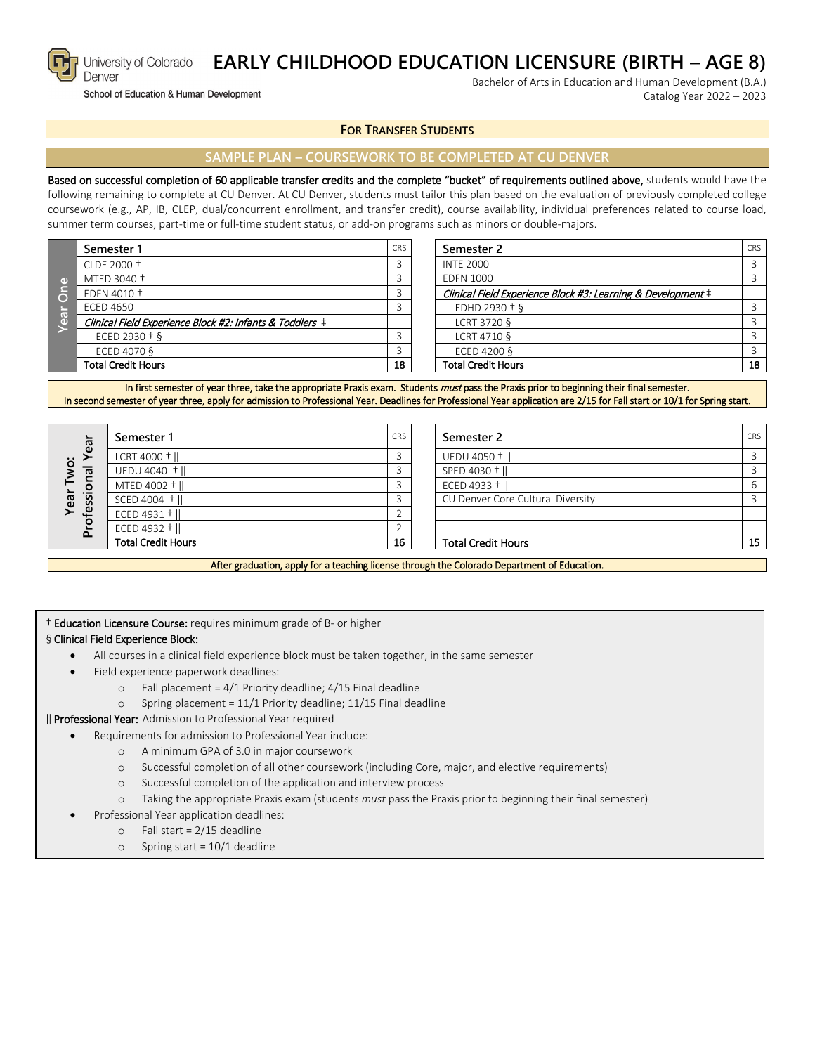# EARLY CHILDHOOD EDUCATION LICENSURE (BIRTH – AGE 8)

University of Colorado Denver
School of Education & Human Development

Bachelor of Arts in Education and Human Development (B.A.)
Catalog Year 2022 – 2023

**FOR TRANSFER STUDENTS**

## SAMPLE PLAN – COURSEWORK TO BE COMPLETED AT CU DENVER

**Based on successful completion of 60 applicable transfer credits and the complete "bucket" of requirements outlined above,** students would have the following remaining to complete at CU Denver. At CU Denver, students must tailor this plan based on the evaluation of previously completed college coursework (e.g., AP, IB, CLEP, dual/concurrent enrollment, and transfer credit), course availability, individual preferences related to course load, summer term courses, part-time or full-time student status, or add-on programs such as minors or double-majors.

### Year One

| Semester 1 | CRS |
|---|---|
| CLDE 2000 † | 3 |
| MTED 3040 † | 3 |
| EDFN 4010 † | 3 |
| ECED 4650 | 3 |
| *Clinical Field Experience Block #2: Infants & Toddlers* ‡ | |
| ECED 2930 † § | 3 |
| ECED 4070 § | 3 |
| **Total Credit Hours** | **18** |

| Semester 2 | CRS |
|---|---|
| INTE 2000 | 3 |
| EDFN 1000 | 3 |
| *Clinical Field Experience Block #3: Learning & Development* ‡ | |
| EDHD 2930 † § | 3 |
| LCRT 3720 § | 3 |
| LCRT 4710 § | 3 |
| ECED 4200 § | 3 |
| **Total Credit Hours** | **18** |

In first semester of year three, take the appropriate Praxis exam. Students *must* pass the Praxis prior to beginning their final semester.
In second semester of year three, apply for admission to Professional Year. Deadlines for Professional Year application are 2/15 for Fall start or 10/1 for Spring start.

### Year Two: Professional Year

| Semester 1 | CRS |
|---|---|
| LCRT 4000 † ‖ | 3 |
| UEDU 4040 † ‖ | 3 |
| MTED 4002 † ‖ | 3 |
| SCED 4004 † ‖ | 3 |
| ECED 4931 † ‖ | 2 |
| ECED 4932 † ‖ | 2 |
| **Total Credit Hours** | **16** |

| Semester 2 | CRS |
|---|---|
| UEDU 4050 † ‖ | 3 |
| SPED 4030 † ‖ | 3 |
| ECED 4933 † ‖ | 6 |
| CU Denver Core Cultural Diversity | 3 |
| | |
| **Total Credit Hours** | **15** |

After graduation, apply for a teaching license through the Colorado Department of Education.

† **Education Licensure Course:** requires minimum grade of B- or higher

§ **Clinical Field Experience Block:**

- All courses in a clinical field experience block must be taken together, in the same semester
- Field experience paperwork deadlines:
  - Fall placement = 4/1 Priority deadline; 4/15 Final deadline
  - Spring placement = 11/1 Priority deadline; 11/15 Final deadline

‖ **Professional Year:** Admission to Professional Year required

- Requirements for admission to Professional Year include:
  - A minimum GPA of 3.0 in major coursework
  - Successful completion of all other coursework (including Core, major, and elective requirements)
  - Successful completion of the application and interview process
  - Taking the appropriate Praxis exam (students *must* pass the Praxis prior to beginning their final semester)
- Professional Year application deadlines:
  - Fall start = 2/15 deadline
  - Spring start = 10/1 deadline